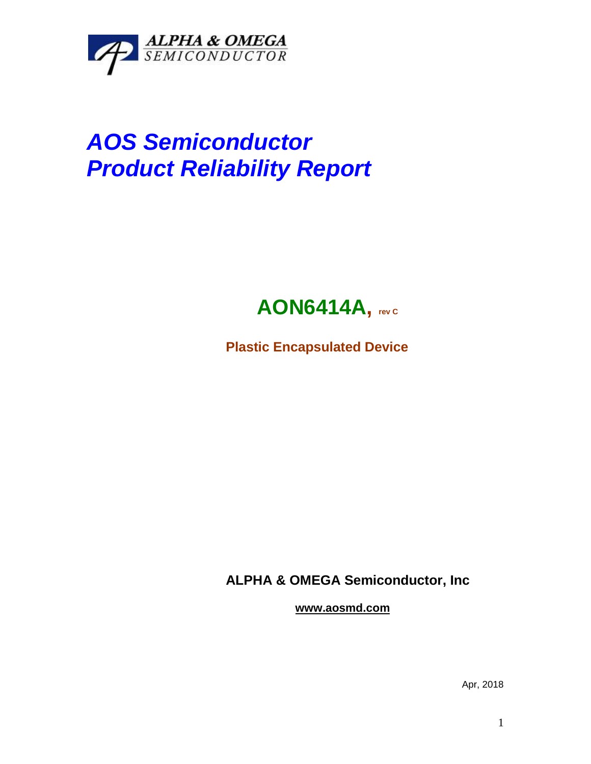ALPHA & OMEGA SEMICONDUCTOR

# *AOS Semiconductor*
# *Product Reliability Report*

## AON6414A, rev C

**Plastic Encapsulated Device**

**ALPHA & OMEGA Semiconductor, Inc**

**www.aosmd.com**

Apr, 2018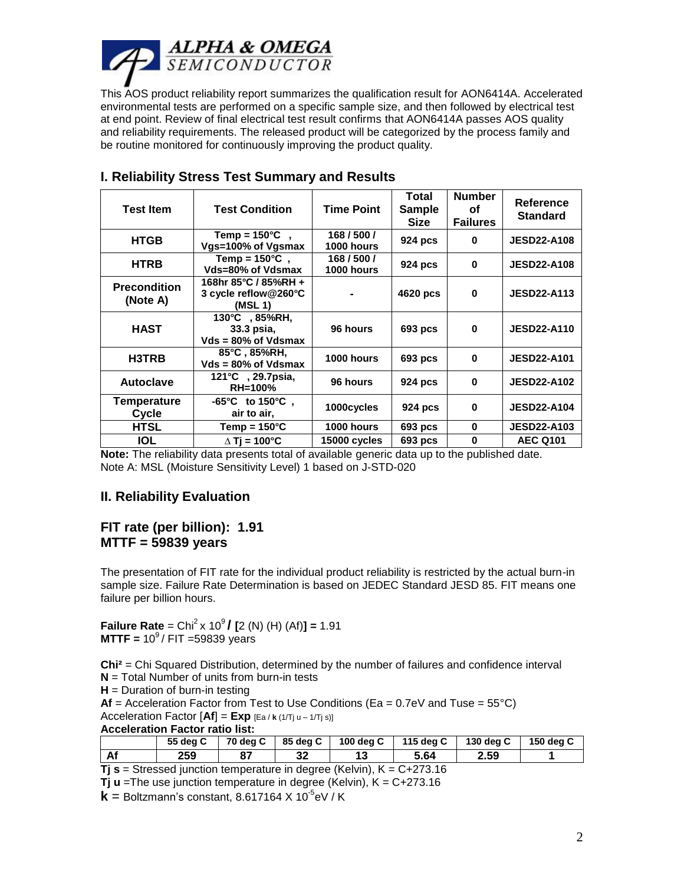This AOS product reliability report summarizes the qualification result for AON6414A. Accelerated environmental tests are performed on a specific sample size, and then followed by electrical test at end point. Review of final electrical test result confirms that AON6414A passes AOS quality and reliability requirements. The released product will be categorized by the process family and be routine monitored for continuously improving the product quality.

## I. Reliability Stress Test Summary and Results

| Test Item | Test Condition | Time Point | Total Sample Size | Number of Failures | Reference Standard |
|---|---|---|---|---|---|
| **HTGB** | **Temp = 150°C , Vgs=100% of Vgsmax** | **168 / 500 / 1000 hours** | **924 pcs** | **0** | **JESD22-A108** |
| **HTRB** | **Temp = 150°C , Vds=80% of Vdsmax** | **168 / 500 / 1000 hours** | **924 pcs** | **0** | **JESD22-A108** |
| **Precondition (Note A)** | **168hr 85°C / 85%RH + 3 cycle reflow@260°C (MSL 1)** | **-** | **4620 pcs** | **0** | **JESD22-A113** |
| **HAST** | **130°C , 85%RH, 33.3 psia, Vds = 80% of Vdsmax** | **96 hours** | **693 pcs** | **0** | **JESD22-A110** |
| **H3TRB** | **85°C , 85%RH, Vds = 80% of Vdsmax** | **1000 hours** | **693 pcs** | **0** | **JESD22-A101** |
| **Autoclave** | **121°C , 29.7psia, RH=100%** | **96 hours** | **924 pcs** | **0** | **JESD22-A102** |
| **Temperature Cycle** | **-65°C to 150°C , air to air,** | **1000cycles** | **924 pcs** | **0** | **JESD22-A104** |
| **HTSL** | **Temp = 150°C** | **1000 hours** | **693 pcs** | **0** | **JESD22-A103** |
| **IOL** | **$\Delta$ Tj = 100°C** | **15000 cycles** | **693 pcs** | **0** | **AEC Q101** |

**Note:** The reliability data presents total of available generic data up to the published date.
Note A: MSL (Moisture Sensitivity Level) 1 based on J-STD-020

## II. Reliability Evaluation

### FIT rate (per billion): 1.91
### MTTF = 59839 years

The presentation of FIT rate for the individual product reliability is restricted by the actual burn-in sample size. Failure Rate Determination is based on JEDEC Standard JESD 85. FIT means one failure per billion hours.

**Failure Rate** = $\text{Chi}^2 \times 10^9 / [2 (N) (H) (Af)] = 1.91$
**MTTF =** $10^9$ / FIT =59839 years

**Chi²** = Chi Squared Distribution, determined by the number of failures and confidence interval
**N** = Total Number of units from burn-in tests
**H** = Duration of burn-in testing
**Af** = Acceleration Factor from Test to Use Conditions (Ea = 0.7eV and Tuse = 55°C)
Acceleration Factor [**Af**] = **Exp** $[Ea / k (1/T_{j\,u} - 1/T_{j\,s})]$
**Acceleration Factor ratio list:**

| | 55 deg C | 70 deg C | 85 deg C | 100 deg C | 115 deg C | 130 deg C | 150 deg C |
|---|---|---|---|---|---|---|---|
| **Af** | **259** | **87** | **32** | **13** | **5.64** | **2.59** | **1** |

**Tj s** = Stressed junction temperature in degree (Kelvin), K = C+273.16
**Tj u** =The use junction temperature in degree (Kelvin), K = C+273.16
**k** = Boltzmann's constant, 8.617164 X $10^{-5}$eV / K